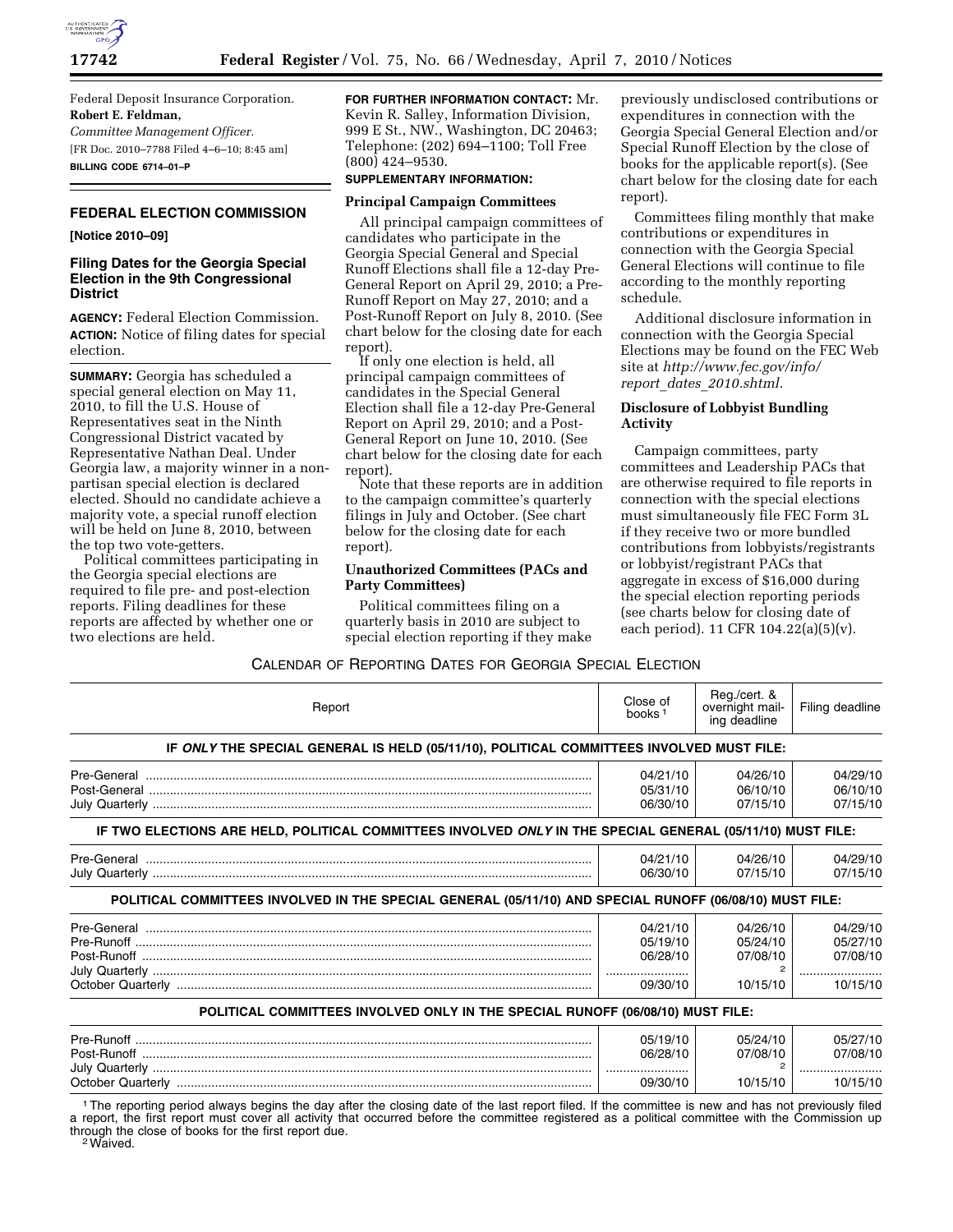Federal Deposit Insurance Corporation.

**Robert E. Feldman,**

*Committee Management Officer.*

[FR Doc. 2010–7788 Filed 4–6–10; 8:45 am]

**BILLING CODE 6714–01–P**

## FEDERAL ELECTION COMMISSION

**[Notice 2010–09]**

### Filing Dates for the Georgia Special Election in the 9th Congressional District

**AGENCY:** Federal Election Commission.

**ACTION:** Notice of filing dates for special election.

**SUMMARY:** Georgia has scheduled a special general election on May 11, 2010, to fill the U.S. House of Representatives seat in the Ninth Congressional District vacated by Representative Nathan Deal. Under Georgia law, a majority winner in a non-partisan special election is declared elected. Should no candidate achieve a majority vote, a special runoff election will be held on June 8, 2010, between the top two vote-getters.

Political committees participating in the Georgia special elections are required to file pre- and post-election reports. Filing deadlines for these reports are affected by whether one or two elections are held.

**FOR FURTHER INFORMATION CONTACT:** Mr. Kevin R. Salley, Information Division, 999 E St., NW., Washington, DC 20463; Telephone: (202) 694–1100; Toll Free (800) 424–9530.

**SUPPLEMENTARY INFORMATION:**

**Principal Campaign Committees**

All principal campaign committees of candidates who participate in the Georgia Special General and Special Runoff Elections shall file a 12-day Pre-General Report on April 29, 2010; a Pre-Runoff Report on May 27, 2010; and a Post-Runoff Report on July 8, 2010. (See chart below for the closing date for each report).

If only one election is held, all principal campaign committees of candidates in the Special General Election shall file a 12-day Pre-General Report on April 29, 2010; and a Post-General Report on June 10, 2010. (See chart below for the closing date for each report).

Note that these reports are in addition to the campaign committee's quarterly filings in July and October. (See chart below for the closing date for each report).

**Unauthorized Committees (PACs and Party Committees)**

Political committees filing on a quarterly basis in 2010 are subject to special election reporting if they make previously undisclosed contributions or expenditures in connection with the Georgia Special General Election and/or Special Runoff Election by the close of books for the applicable report(s). (See chart below for the closing date for each report).

Committees filing monthly that make contributions or expenditures in connection with the Georgia Special General Elections will continue to file according to the monthly reporting schedule.

Additional disclosure information in connection with the Georgia Special Elections may be found on the FEC Web site at *http://www.fec.gov/info/report_dates_2010.shtml.*

**Disclosure of Lobbyist Bundling Activity**

Campaign committees, party committees and Leadership PACs that are otherwise required to file reports in connection with the special elections must simultaneously file FEC Form 3L if they receive two or more bundled contributions from lobbyists/registrants or lobbyist/registrant PACs that aggregate in excess of $16,000 during the special election reporting periods (see charts below for closing date of each period). 11 CFR 104.22(a)(5)(v).

CALENDAR OF REPORTING DATES FOR GEORGIA SPECIAL ELECTION

| Report | Close of books [1] | Reg./cert. & overnight mailing deadline | Filing deadline |
|---|---|---|---|
| **IF *ONLY* THE SPECIAL GENERAL IS HELD (05/11/10), POLITICAL COMMITTEES INVOLVED MUST FILE:** | | | |
| Pre-General | 04/21/10 | 04/26/10 | 04/29/10 |
| Post-General | 05/31/10 | 06/10/10 | 06/10/10 |
| July Quarterly | 06/30/10 | 07/15/10 | 07/15/10 |
| **IF TWO ELECTIONS ARE HELD, POLITICAL COMMITTEES INVOLVED *ONLY* IN THE SPECIAL GENERAL (05/11/10) MUST FILE:** | | | |
| Pre-General | 04/21/10 | 04/26/10 | 04/29/10 |
| July Quarterly | 06/30/10 | 07/15/10 | 07/15/10 |
| **POLITICAL COMMITTEES INVOLVED IN THE SPECIAL GENERAL (05/11/10) AND SPECIAL RUNOFF (06/08/10) MUST FILE:** | | | |
| Pre-General | 04/21/10 | 04/26/10 | 04/29/10 |
| Pre-Runoff | 05/19/10 | 05/24/10 | 05/27/10 |
| Post-Runoff | 06/28/10 | 07/08/10 | 07/08/10 |
| July Quarterly | ........................ | [2] | ........................ |
| October Quarterly | 09/30/10 | 10/15/10 | 10/15/10 |
| **POLITICAL COMMITTEES INVOLVED ONLY IN THE SPECIAL RUNOFF (06/08/10) MUST FILE:** | | | |
| Pre-Runoff | 05/19/10 | 05/24/10 | 05/27/10 |
| Post-Runoff | 06/28/10 | 07/08/10 | 07/08/10 |
| July Quarterly | ........................ | [2] | ........................ |
| October Quarterly | 09/30/10 | 10/15/10 | 10/15/10 |

[1] The reporting period always begins the day after the closing date of the last report filed. If the committee is new and has not previously filed a report, the first report must cover all activity that occurred before the committee registered as a political committee with the Commission up through the close of books for the first report due.

[2] Waived.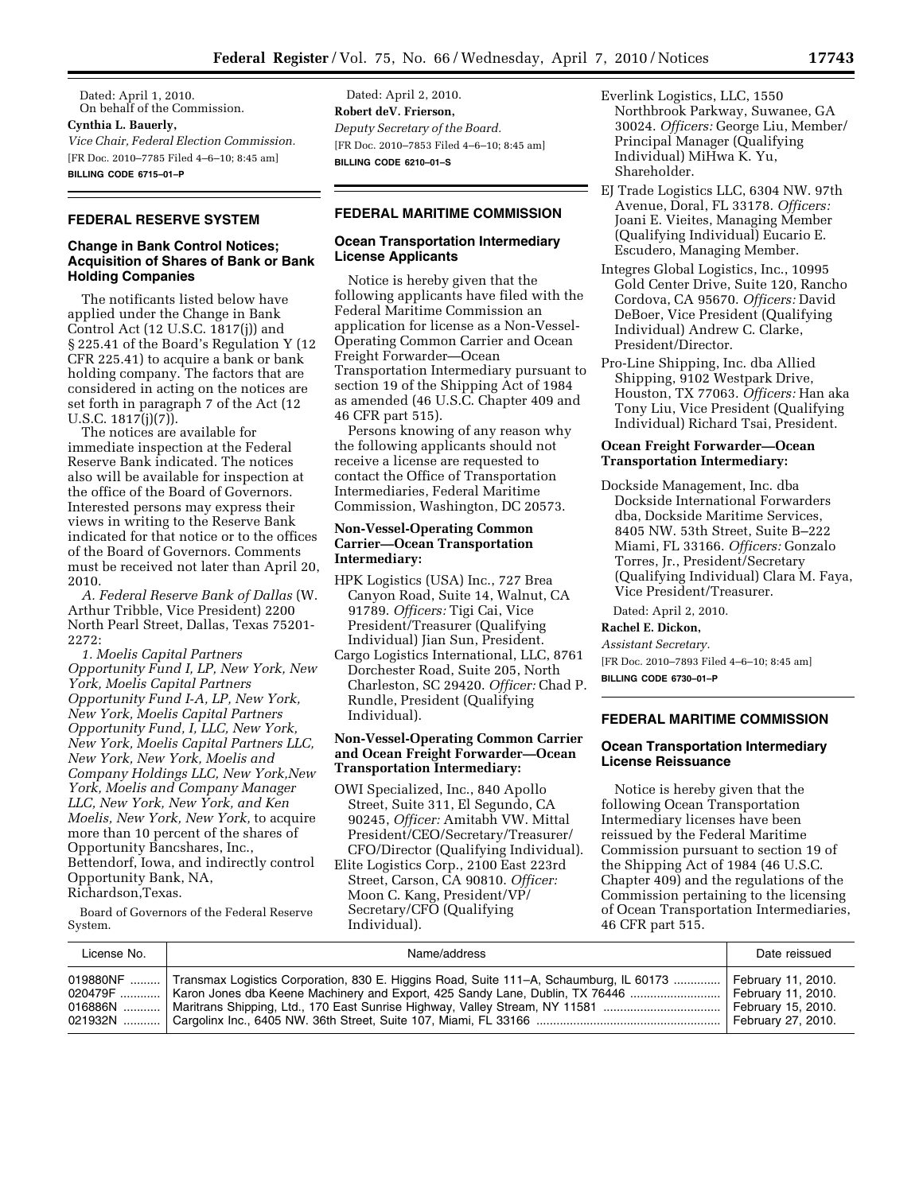Dated: April 1, 2010.

On behalf of the Commission.

**Cynthia L. Bauerly,**

*Vice Chair, Federal Election Commission.*

[FR Doc. 2010–7785 Filed 4–6–10; 8:45 am]

**BILLING CODE 6715–01–P**

## FEDERAL RESERVE SYSTEM

### Change in Bank Control Notices; Acquisition of Shares of Bank or Bank Holding Companies

The notificants listed below have applied under the Change in Bank Control Act (12 U.S.C. 1817(j)) and § 225.41 of the Board's Regulation Y (12 CFR 225.41) to acquire a bank or bank holding company. The factors that are considered in acting on the notices are set forth in paragraph 7 of the Act (12 U.S.C. 1817(j)(7)).

The notices are available for immediate inspection at the Federal Reserve Bank indicated. The notices also will be available for inspection at the office of the Board of Governors. Interested persons may express their views in writing to the Reserve Bank indicated for that notice or to the offices of the Board of Governors. Comments must be received not later than April 20, 2010.

*A. Federal Reserve Bank of Dallas* (W. Arthur Tribble, Vice President) 2200 North Pearl Street, Dallas, Texas 75201-2272:

*1. Moelis Capital Partners Opportunity Fund I, LP, New York, New York, Moelis Capital Partners Opportunity Fund I-A, LP, New York, New York, Moelis Capital Partners Opportunity Fund, I, LLC, New York, New York, Moelis Capital Partners LLC, New York, New York, Moelis and Company Holdings LLC, New York,New York, Moelis and Company Manager LLC, New York, New York, and Ken Moelis, New York, New York,* to acquire more than 10 percent of the shares of Opportunity Bancshares, Inc., Bettendorf, Iowa, and indirectly control Opportunity Bank, NA, Richardson,Texas.

Board of Governors of the Federal Reserve System.

Dated: April 2, 2010.

**Robert deV. Frierson,**

*Deputy Secretary of the Board.*

[FR Doc. 2010–7853 Filed 4–6–10; 8:45 am]

**BILLING CODE 6210–01–S**

## FEDERAL MARITIME COMMISSION

### Ocean Transportation Intermediary License Applicants

Notice is hereby given that the following applicants have filed with the Federal Maritime Commission an application for license as a Non-Vessel-Operating Common Carrier and Ocean Freight Forwarder—Ocean Transportation Intermediary pursuant to section 19 of the Shipping Act of 1984 as amended (46 U.S.C. Chapter 409 and 46 CFR part 515).

Persons knowing of any reason why the following applicants should not receive a license are requested to contact the Office of Transportation Intermediaries, Federal Maritime Commission, Washington, DC 20573.

#### Non-Vessel-Operating Common Carrier—Ocean Transportation Intermediary:

HPK Logistics (USA) Inc., 727 Brea Canyon Road, Suite 14, Walnut, CA 91789. *Officers:* Tigi Cai, Vice President/Treasurer (Qualifying Individual) Jian Sun, President.

Cargo Logistics International, LLC, 8761 Dorchester Road, Suite 205, North Charleston, SC 29420. *Officer:* Chad P. Rundle, President (Qualifying Individual).

#### Non-Vessel-Operating Common Carrier and Ocean Freight Forwarder—Ocean Transportation Intermediary:

OWI Specialized, Inc., 840 Apollo Street, Suite 311, El Segundo, CA 90245, *Officer:* Amitabh VW. Mittal President/CEO/Secretary/Treasurer/CFO/Director (Qualifying Individual).

Elite Logistics Corp., 2100 East 223rd Street, Carson, CA 90810. *Officer:* Moon C. Kang, President/VP/Secretary/CFO (Qualifying Individual).

Everlink Logistics, LLC, 1550 Northbrook Parkway, Suwanee, GA 30024. *Officers:* George Liu, Member/Principal Manager (Qualifying Individual) MiHwa K. Yu, Shareholder.

EJ Trade Logistics LLC, 6304 NW. 97th Avenue, Doral, FL 33178. *Officers:* Joani E. Vieites, Managing Member (Qualifying Individual) Eucario E. Escudero, Managing Member.

Integres Global Logistics, Inc., 10995 Gold Center Drive, Suite 120, Rancho Cordova, CA 95670. *Officers:* David DeBoer, Vice President (Qualifying Individual) Andrew C. Clarke, President/Director.

Pro-Line Shipping, Inc. dba Allied Shipping, 9102 Westpark Drive, Houston, TX 77063. *Officers:* Han aka Tony Liu, Vice President (Qualifying Individual) Richard Tsai, President.

#### Ocean Freight Forwarder—Ocean Transportation Intermediary:

Dockside Management, Inc. dba Dockside International Forwarders dba, Dockside Maritime Services, 8405 NW. 53th Street, Suite B–222 Miami, FL 33166. *Officers:* Gonzalo Torres, Jr., President/Secretary (Qualifying Individual) Clara M. Faya, Vice President/Treasurer.

Dated: April 2, 2010.

**Rachel E. Dickon,**

*Assistant Secretary.*

[FR Doc. 2010–7893 Filed 4–6–10; 8:45 am]

**BILLING CODE 6730–01–P**

## FEDERAL MARITIME COMMISSION

### Ocean Transportation Intermediary License Reissuance

Notice is hereby given that the following Ocean Transportation Intermediary licenses have been reissued by the Federal Maritime Commission pursuant to section 19 of the Shipping Act of 1984 (46 U.S.C. Chapter 409) and the regulations of the Commission pertaining to the licensing of Ocean Transportation Intermediaries, 46 CFR part 515.

| License No. | Name/address | Date reissued |
|---|---|---|
| 019880NF | Transmax Logistics Corporation, 830 E. Higgins Road, Suite 111–A, Schaumburg, IL 60173 | February 11, 2010. |
| 020479F | Karon Jones dba Keene Machinery and Export, 425 Sandy Lane, Dublin, TX 76446 | February 11, 2010. |
| 016886N | Maritrans Shipping, Ltd., 170 East Sunrise Highway, Valley Stream, NY 11581 | February 15, 2010. |
| 021932N | Cargolinx Inc., 6405 NW. 36th Street, Suite 107, Miami, FL 33166 | February 27, 2010. |